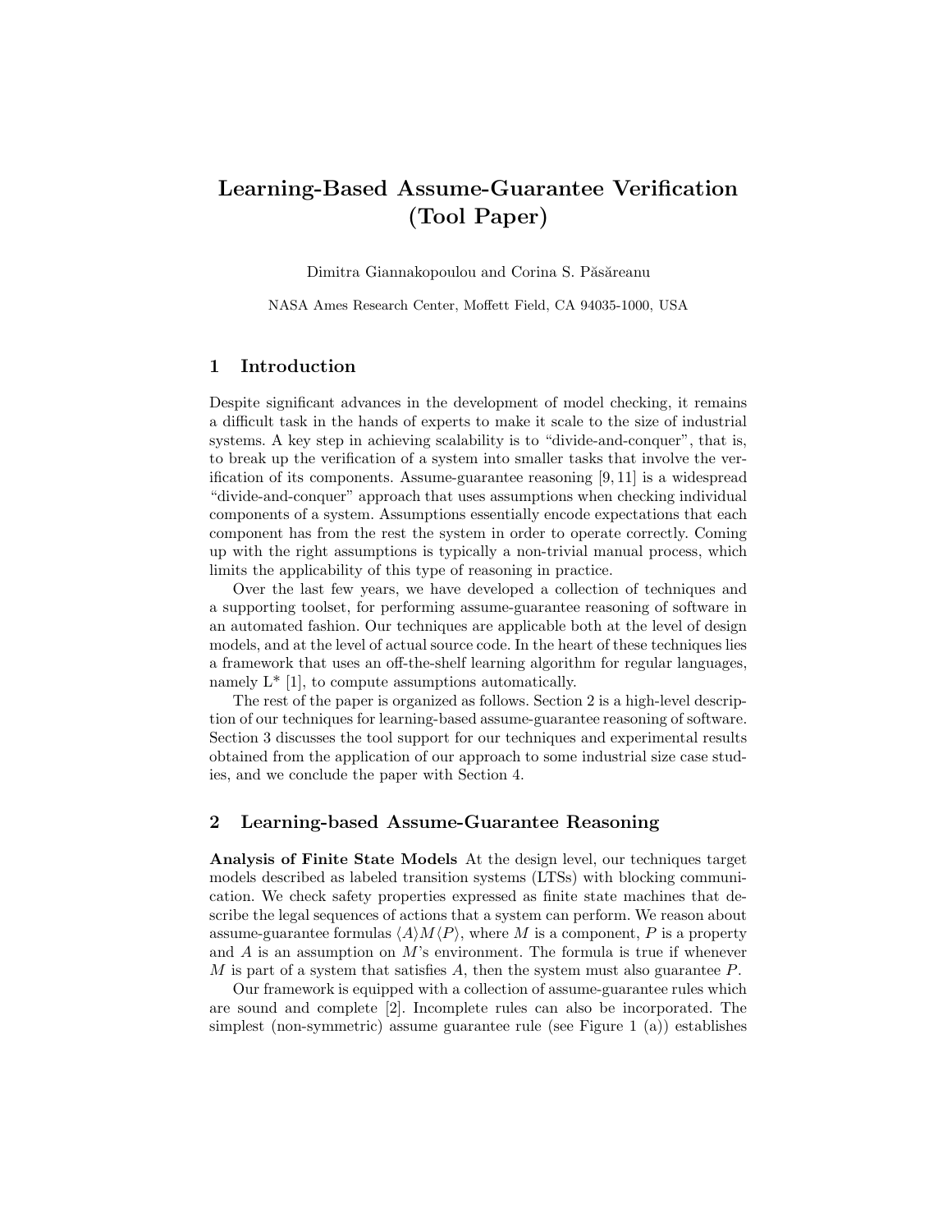# Learning-Based Assume-Guarantee Verification (Tool Paper)

Dimitra Giannakopoulou and Corina S. Păsăreanu

NASA Ames Research Center, Moffett Field, CA 94035-1000, USA

## 1 Introduction

Despite significant advances in the development of model checking, it remains a difficult task in the hands of experts to make it scale to the size of industrial systems. A key step in achieving scalability is to "divide-and-conquer", that is, to break up the verification of a system into smaller tasks that involve the verification of its components. Assume-guarantee reasoning [9, 11] is a widespread "divide-and-conquer" approach that uses assumptions when checking individual components of a system. Assumptions essentially encode expectations that each component has from the rest the system in order to operate correctly. Coming up with the right assumptions is typically a non-trivial manual process, which limits the applicability of this type of reasoning in practice.

Over the last few years, we have developed a collection of techniques and a supporting toolset, for performing assume-guarantee reasoning of software in an automated fashion. Our techniques are applicable both at the level of design models, and at the level of actual source code. In the heart of these techniques lies a framework that uses an off-the-shelf learning algorithm for regular languages, namely L* [1], to compute assumptions automatically.

The rest of the paper is organized as follows. Section 2 is a high-level description of our techniques for learning-based assume-guarantee reasoning of software. Section 3 discusses the tool support for our techniques and experimental results obtained from the application of our approach to some industrial size case studies, and we conclude the paper with Section 4.

## 2 Learning-based Assume-Guarantee Reasoning

**Analysis of Finite State Models** At the design level, our techniques target models described as labeled transition systems (LTSs) with blocking communication. We check safety properties expressed as finite state machines that describe the legal sequences of actions that a system can perform. We reason about assume-guarantee formulas $\langle A \rangle M \langle P \rangle$, where $M$ is a component, $P$ is a property and $A$ is an assumption on $M$'s environment. The formula is true if whenever $M$ is part of a system that satisfies $A$, then the system must also guarantee $P$.

Our framework is equipped with a collection of assume-guarantee rules which are sound and complete [2]. Incomplete rules can also be incorporated. The simplest (non-symmetric) assume guarantee rule (see Figure 1 (a)) establishes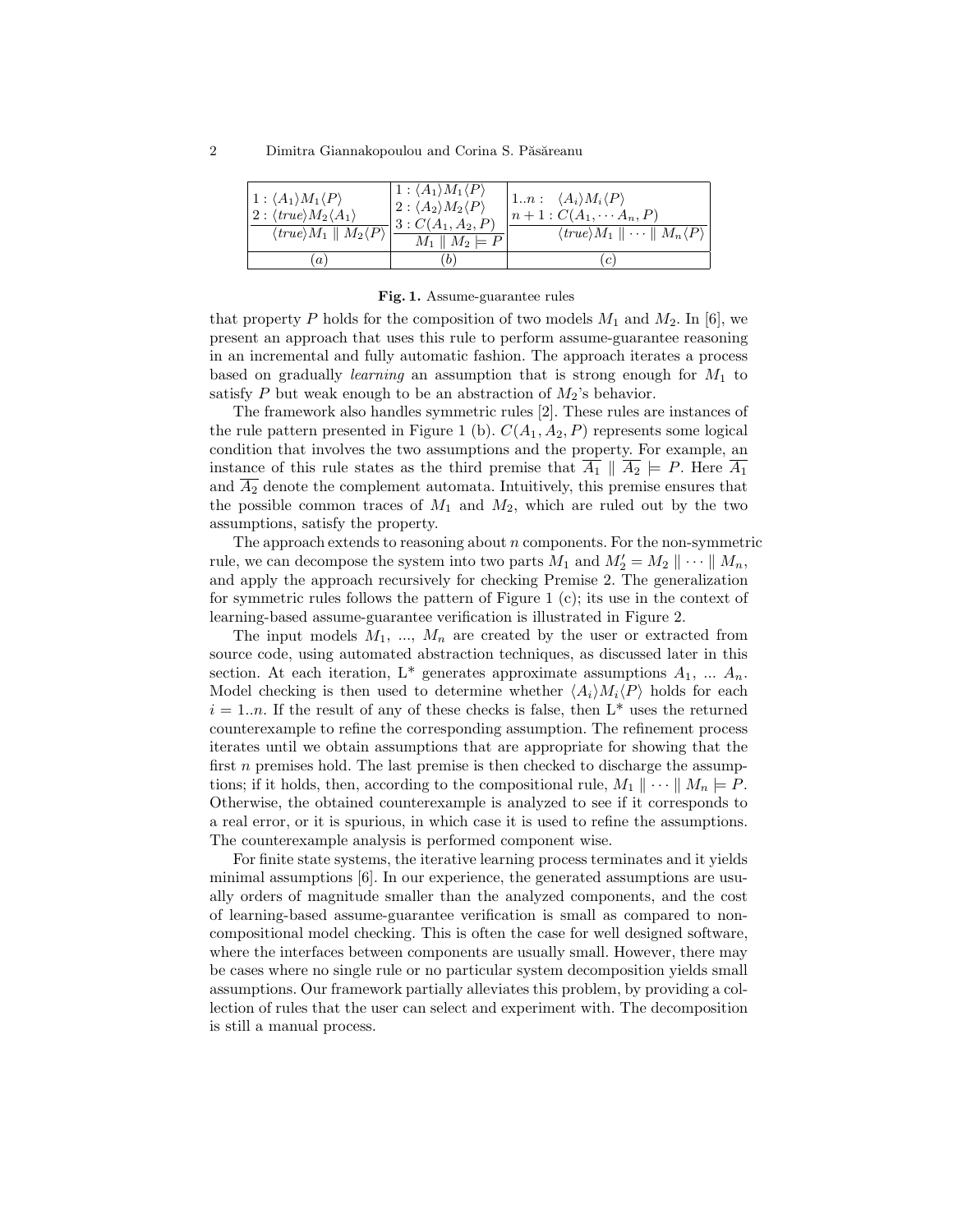| $1: \langle A_1 \rangle M_1 \langle P \rangle$<br>$2: \langle true \rangle M_2 \langle A_1 \rangle$<br>$\overline{\langle true \rangle M_1 \parallel M_2 \langle P \rangle}$ | $1: \langle A_1 \rangle M_1 \langle P \rangle$<br>$2: \langle A_2 \rangle M_2 \langle P \rangle$<br>$3: C(A_1, A_2, P)$<br>$\overline{M_1 \parallel M_2 \models P}$ | $1..n: \ \langle A_i \rangle M_i \langle P \rangle$<br>$n+1: C(A_1, \cdots A_n, P)$<br>$\overline{\langle true \rangle M_1 \parallel \cdots \parallel M_n \langle P \rangle}$ |
|---|---|---|
| $(a)$ | $(b)$ | $(c)$ |

**Fig. 1.** Assume-guarantee rules

that property $P$ holds for the composition of two models $M_1$ and $M_2$. In [6], we present an approach that uses this rule to perform assume-guarantee reasoning in an incremental and fully automatic fashion. The approach iterates a process based on gradually *learning* an assumption that is strong enough for $M_1$ to satisfy $P$ but weak enough to be an abstraction of $M_2$'s behavior.

The framework also handles symmetric rules [2]. These rules are instances of the rule pattern presented in Figure 1 (b). $C(A_1, A_2, P)$ represents some logical condition that involves the two assumptions and the property. For example, an instance of this rule states as the third premise that $\overline{A_1} \parallel \overline{A_2} \models P$. Here $\overline{A_1}$ and $\overline{A_2}$ denote the complement automata. Intuitively, this premise ensures that the possible common traces of $M_1$ and $M_2$, which are ruled out by the two assumptions, satisfy the property.

The approach extends to reasoning about $n$ components. For the non-symmetric rule, we can decompose the system into two parts $M_1$ and $M_2' = M_2 \parallel \cdots \parallel M_n$, and apply the approach recursively for checking Premise 2. The generalization for symmetric rules follows the pattern of Figure 1 (c); its use in the context of learning-based assume-guarantee verification is illustrated in Figure 2.

The input models $M_1$, ..., $M_n$ are created by the user or extracted from source code, using automated abstraction techniques, as discussed later in this section. At each iteration, L* generates approximate assumptions $A_1$, ... $A_n$. Model checking is then used to determine whether $\langle A_i \rangle M_i \langle P \rangle$ holds for each $i = 1..n$. If the result of any of these checks is false, then L* uses the returned counterexample to refine the corresponding assumption. The refinement process iterates until we obtain assumptions that are appropriate for showing that the first $n$ premises hold. The last premise is then checked to discharge the assumptions; if it holds, then, according to the compositional rule, $M_1 \parallel \cdots \parallel M_n \models P$. Otherwise, the obtained counterexample is analyzed to see if it corresponds to a real error, or it is spurious, in which case it is used to refine the assumptions. The counterexample analysis is performed component wise.

For finite state systems, the iterative learning process terminates and it yields minimal assumptions [6]. In our experience, the generated assumptions are usually orders of magnitude smaller than the analyzed components, and the cost of learning-based assume-guarantee verification is small as compared to non-compositional model checking. This is often the case for well designed software, where the interfaces between components are usually small. However, there may be cases where no single rule or no particular system decomposition yields small assumptions. Our framework partially alleviates this problem, by providing a collection of rules that the user can select and experiment with. The decomposition is still a manual process.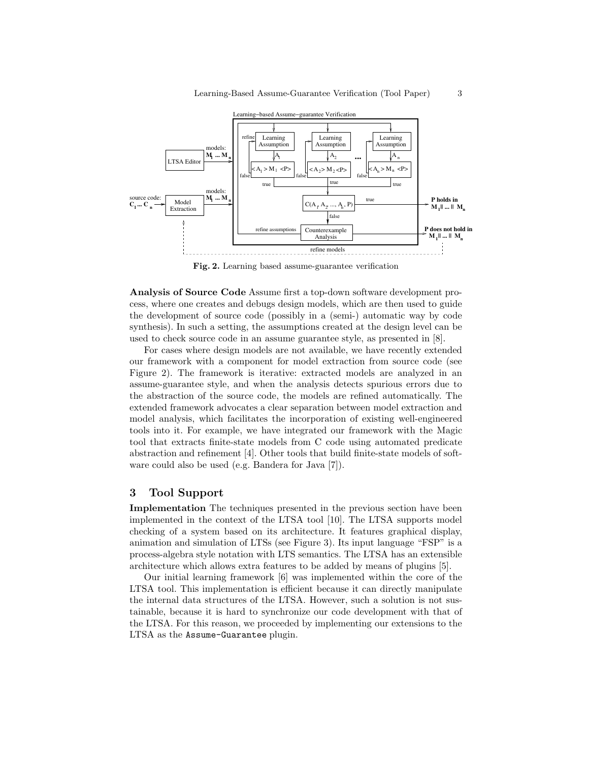**Fig. 2.** Learning based assume-guarantee verification

**Analysis of Source Code** Assume first a top-down software development process, where one creates and debugs design models, which are then used to guide the development of source code (possibly in a (semi-) automatic way by code synthesis). In such a setting, the assumptions created at the design level can be used to check source code in an assume guarantee style, as presented in [8].

For cases where design models are not available, we have recently extended our framework with a component for model extraction from source code (see Figure 2). The framework is iterative: extracted models are analyzed in an assume-guarantee style, and when the analysis detects spurious errors due to the abstraction of the source code, the models are refined automatically. The extended framework advocates a clear separation between model extraction and model analysis, which facilitates the incorporation of existing well-engineered tools into it. For example, we have integrated our framework with the Magic tool that extracts finite-state models from C code using automated predicate abstraction and refinement [4]. Other tools that build finite-state models of software could also be used (e.g. Bandera for Java [7]).

## 3 Tool Support

**Implementation** The techniques presented in the previous section have been implemented in the context of the LTSA tool [10]. The LTSA supports model checking of a system based on its architecture. It features graphical display, animation and simulation of LTSs (see Figure 3). Its input language "FSP" is a process-algebra style notation with LTS semantics. The LTSA has an extensible architecture which allows extra features to be added by means of plugins [5].

Our initial learning framework [6] was implemented within the core of the LTSA tool. This implementation is efficient because it can directly manipulate the internal data structures of the LTSA. However, such a solution is not sustainable, because it is hard to synchronize our code development with that of the LTSA. For this reason, we proceeded by implementing our extensions to the LTSA as the `Assume-Guarantee` plugin.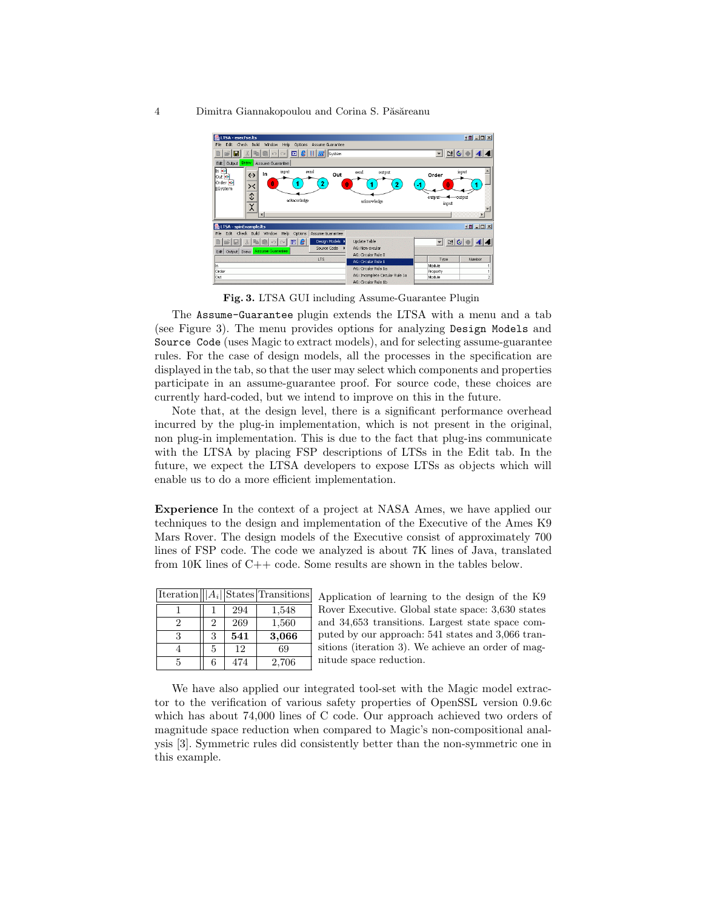**Fig. 3.** LTSA GUI including Assume-Guarantee Plugin

The `Assume-Guarantee` plugin extends the LTSA with a menu and a tab (see Figure 3). The menu provides options for analyzing `Design Models` and `Source Code` (uses Magic to extract models), and for selecting assume-guarantee rules. For the case of design models, all the processes in the specification are displayed in the tab, so that the user may select which components and properties participate in an assume-guarantee proof. For source code, these choices are currently hard-coded, but we intend to improve on this in the future.

Note that, at the design level, there is a significant performance overhead incurred by the plug-in implementation, which is not present in the original, non plug-in implementation. This is due to the fact that plug-ins communicate with the LTSA by placing FSP descriptions of LTSs in the Edit tab. In the future, we expect the LTSA developers to expose LTSs as objects which will enable us to do a more efficient implementation.

**Experience** In the context of a project at NASA Ames, we have applied our techniques to the design and implementation of the Executive of the Ames K9 Mars Rover. The design models of the Executive consist of approximately 700 lines of FSP code. The code we analyzed is about 7K lines of Java, translated from 10K lines of C++ code. Some results are shown in the tables below.

| Iteration | $\|A_i\|$ | States | Transitions |
|---|---|---|---|
| 1 | 1 | 294 | 1,548 |
| 2 | 2 | 269 | 1,560 |
| 3 | 3 | **541** | **3,066** |
| 4 | 5 | 12 | 69 |
| 5 | 6 | 474 | 2,706 |

Application of learning to the design of the K9 Rover Executive. Global state space: 3,630 states and 34,653 transitions. Largest state space computed by our approach: 541 states and 3,066 transitions (iteration 3). We achieve an order of magnitude space reduction.

We have also applied our integrated tool-set with the Magic model extractor to the verification of various safety properties of OpenSSL version 0.9.6c which has about 74,000 lines of C code. Our approach achieved two orders of magnitude space reduction when compared to Magic's non-compositional analysis [3]. Symmetric rules did consistently better than the non-symmetric one in this example.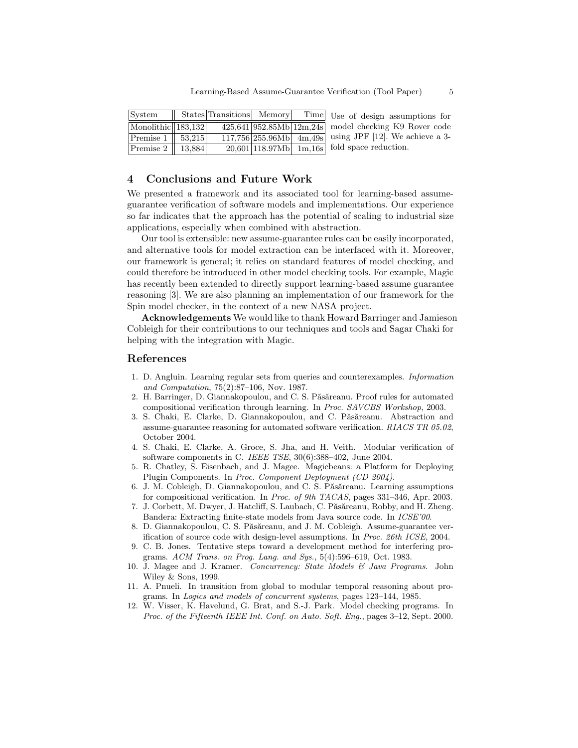| System | States | Transitions | Memory | Time |
|---|---|---|---|---|
| Monolithic | 183,132 | 425,641 | 952.85Mb | 12m,24s |
| Premise 1 | 53,215 | 117,756 | 255.96Mb | 4m,49s |
| Premise 2 | 13,884 | 20,601 | 118.97Mb | 1m,16s |

Use of design assumptions for model checking K9 Rover code using JPF [12]. We achieve a 3-fold space reduction.

## 4 Conclusions and Future Work

We presented a framework and its associated tool for learning-based assume-guarantee verification of software models and implementations. Our experience so far indicates that the approach has the potential of scaling to industrial size applications, especially when combined with abstraction.

Our tool is extensible: new assume-guarantee rules can be easily incorporated, and alternative tools for model extraction can be interfaced with it. Moreover, our framework is general; it relies on standard features of model checking, and could therefore be introduced in other model checking tools. For example, Magic has recently been extended to directly support learning-based assume guarantee reasoning [3]. We are also planning an implementation of our framework for the Spin model checker, in the context of a new NASA project.

**Acknowledgements** We would like to thank Howard Barringer and Jamieson Cobleigh for their contributions to our techniques and tools and Sagar Chaki for helping with the integration with Magic.

## References

1. D. Angluin. Learning regular sets from queries and counterexamples. *Information and Computation*, 75(2):87–106, Nov. 1987.
2. H. Barringer, D. Giannakopoulou, and C. S. Păsăreanu. Proof rules for automated compositional verification through learning. In *Proc. SAVCBS Workshop*, 2003.
3. S. Chaki, E. Clarke, D. Giannakopoulou, and C. Păsăreanu. Abstraction and assume-guarantee reasoning for automated software verification. *RIACS TR 05.02*, October 2004.
4. S. Chaki, E. Clarke, A. Groce, S. Jha, and H. Veith. Modular verification of software components in C. *IEEE TSE*, 30(6):388–402, June 2004.
5. R. Chatley, S. Eisenbach, and J. Magee. Magicbeans: a Platform for Deploying Plugin Components. In *Proc. Component Deployment (CD 2004)*.
6. J. M. Cobleigh, D. Giannakopoulou, and C. S. Păsăreanu. Learning assumptions for compositional verification. In *Proc. of 9th TACAS*, pages 331–346, Apr. 2003.
7. J. Corbett, M. Dwyer, J. Hatcliff, S. Laubach, C. Păsăreanu, Robby, and H. Zheng. Bandera: Extracting finite-state models from Java source code. In *ICSE'00*.
8. D. Giannakopoulou, C. S. Păsăreanu, and J. M. Cobleigh. Assume-guarantee verification of source code with design-level assumptions. In *Proc. 26th ICSE*, 2004.
9. C. B. Jones. Tentative steps toward a development method for interfering programs. *ACM Trans. on Prog. Lang. and Sys.*, 5(4):596–619, Oct. 1983.
10. J. Magee and J. Kramer. *Concurrency: State Models & Java Programs*. John Wiley & Sons, 1999.
11. A. Pnueli. In transition from global to modular temporal reasoning about programs. In *Logics and models of concurrent systems*, pages 123–144, 1985.
12. W. Visser, K. Havelund, G. Brat, and S.-J. Park. Model checking programs. In *Proc. of the Fifteenth IEEE Int. Conf. on Auto. Soft. Eng.*, pages 3–12, Sept. 2000.